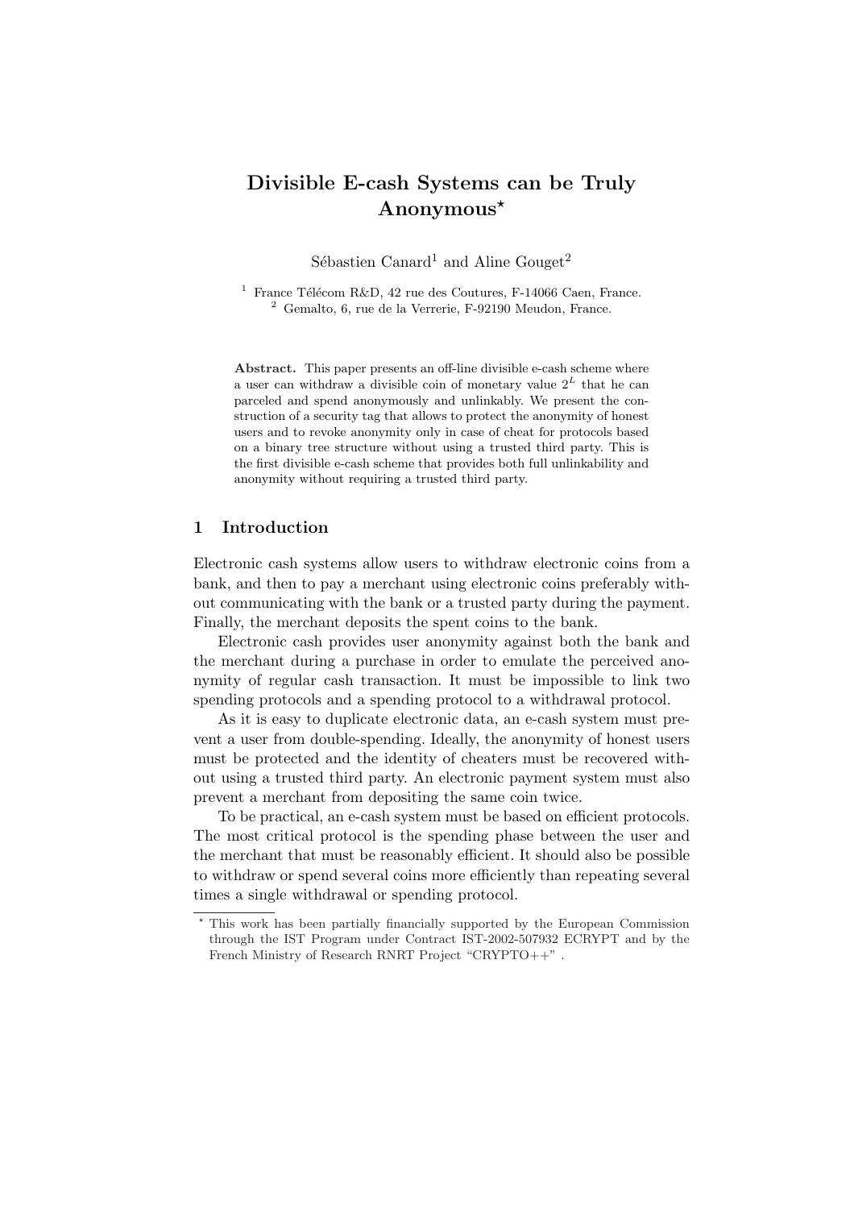# Divisible E-cash Systems can be Truly Anonymous*

Sébastien Canard[1] and Aline Gouget[2]

[1] France Télécom R&D, 42 rue des Coutures, F-14066 Caen, France.
[2] Gemalto, 6, rue de la Verrerie, F-92190 Meudon, France.

**Abstract.** This paper presents an off-line divisible e-cash scheme where a user can withdraw a divisible coin of monetary value $2^L$ that he can parceled and spend anonymously and unlinkably. We present the construction of a security tag that allows to protect the anonymity of honest users and to revoke anonymity only in case of cheat for protocols based on a binary tree structure without using a trusted third party. This is the first divisible e-cash scheme that provides both full unlinkability and anonymity without requiring a trusted third party.

## 1 Introduction

Electronic cash systems allow users to withdraw electronic coins from a bank, and then to pay a merchant using electronic coins preferably without communicating with the bank or a trusted party during the payment. Finally, the merchant deposits the spent coins to the bank.

Electronic cash provides user anonymity against both the bank and the merchant during a purchase in order to emulate the perceived anonymity of regular cash transaction. It must be impossible to link two spending protocols and a spending protocol to a withdrawal protocol.

As it is easy to duplicate electronic data, an e-cash system must prevent a user from double-spending. Ideally, the anonymity of honest users must be protected and the identity of cheaters must be recovered without using a trusted third party. An electronic payment system must also prevent a merchant from depositing the same coin twice.

To be practical, an e-cash system must be based on efficient protocols. The most critical protocol is the spending phase between the user and the merchant that must be reasonably efficient. It should also be possible to withdraw or spend several coins more efficiently than repeating several times a single withdrawal or spending protocol.

* This work has been partially financially supported by the European Commission through the IST Program under Contract IST-2002-507932 ECRYPT and by the French Ministry of Research RNRT Project "CRYPTO++" .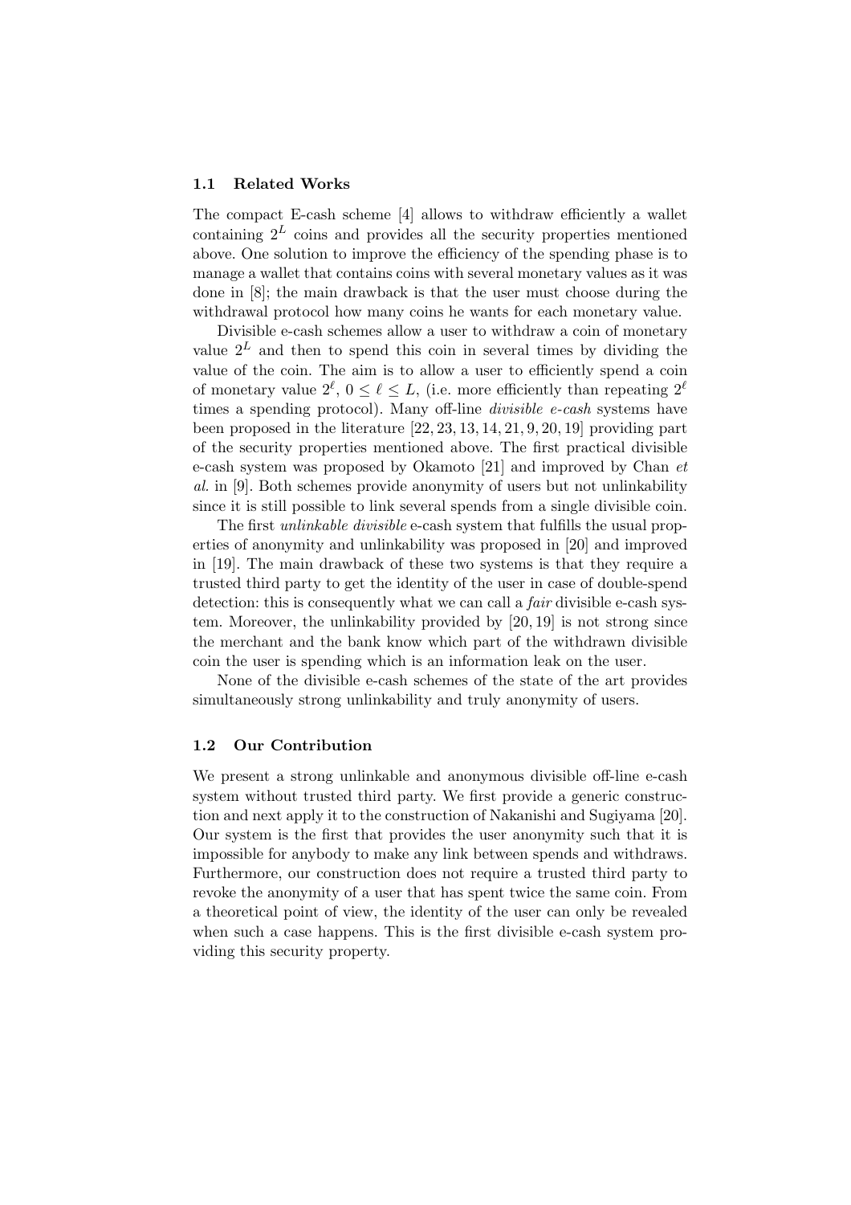### 1.1 Related Works

The compact E-cash scheme [4] allows to withdraw efficiently a wallet containing $2^L$ coins and provides all the security properties mentioned above. One solution to improve the efficiency of the spending phase is to manage a wallet that contains coins with several monetary values as it was done in [8]; the main drawback is that the user must choose during the withdrawal protocol how many coins he wants for each monetary value.

Divisible e-cash schemes allow a user to withdraw a coin of monetary value $2^L$ and then to spend this coin in several times by dividing the value of the coin. The aim is to allow a user to efficiently spend a coin of monetary value $2^\ell$, $0 \leq \ell \leq L$, (i.e. more efficiently than repeating $2^\ell$ times a spending protocol). Many off-line *divisible e-cash* systems have been proposed in the literature [22, 23, 13, 14, 21, 9, 20, 19] providing part of the security properties mentioned above. The first practical divisible e-cash system was proposed by Okamoto [21] and improved by Chan *et al.* in [9]. Both schemes provide anonymity of users but not unlinkability since it is still possible to link several spends from a single divisible coin.

The first *unlinkable divisible* e-cash system that fulfills the usual properties of anonymity and unlinkability was proposed in [20] and improved in [19]. The main drawback of these two systems is that they require a trusted third party to get the identity of the user in case of double-spend detection: this is consequently what we can call a *fair* divisible e-cash system. Moreover, the unlinkability provided by [20, 19] is not strong since the merchant and the bank know which part of the withdrawn divisible coin the user is spending which is an information leak on the user.

None of the divisible e-cash schemes of the state of the art provides simultaneously strong unlinkability and truly anonymity of users.

### 1.2 Our Contribution

We present a strong unlinkable and anonymous divisible off-line e-cash system without trusted third party. We first provide a generic construction and next apply it to the construction of Nakanishi and Sugiyama [20]. Our system is the first that provides the user anonymity such that it is impossible for anybody to make any link between spends and withdraws. Furthermore, our construction does not require a trusted third party to revoke the anonymity of a user that has spent twice the same coin. From a theoretical point of view, the identity of the user can only be revealed when such a case happens. This is the first divisible e-cash system providing this security property.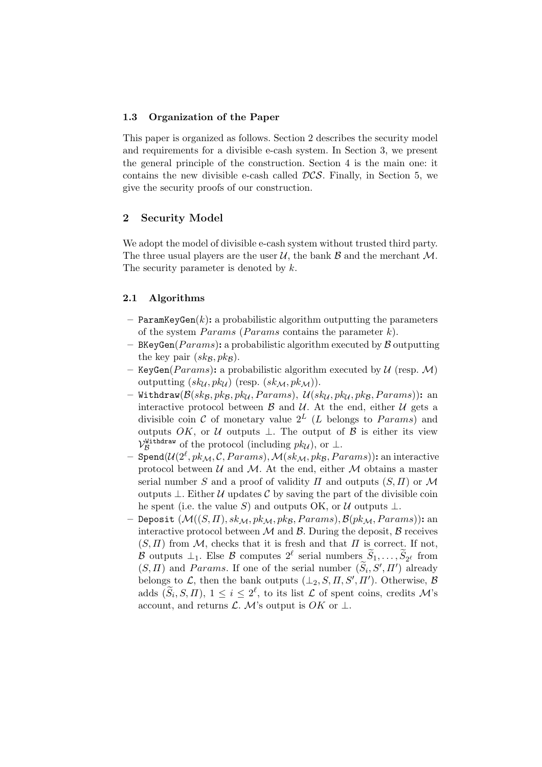### 1.3 Organization of the Paper

This paper is organized as follows. Section 2 describes the security model and requirements for a divisible e-cash system. In Section 3, we present the general principle of the construction. Section 4 is the main one: it contains the new divisible e-cash called $\mathcal{DCS}$. Finally, in Section 5, we give the security proofs of our construction.

## 2 Security Model

We adopt the model of divisible e-cash system without trusted third party. The three usual players are the user $\mathcal{U}$, the bank $\mathcal{B}$ and the merchant $\mathcal{M}$. The security parameter is denoted by $k$.

### 2.1 Algorithms

- `ParamKeyGen`($k$): a probabilistic algorithm outputting the parameters of the system $Params$ ($Params$ contains the parameter $k$).
- `BKeyGen`($Params$): a probabilistic algorithm executed by $\mathcal{B}$ outputting the key pair $(sk_{\mathcal{B}}, pk_{\mathcal{B}})$.
- `KeyGen`($Params$): a probabilistic algorithm executed by $\mathcal{U}$ (resp. $\mathcal{M}$) outputting $(sk_{\mathcal{U}}, pk_{\mathcal{U}})$ (resp. $(sk_{\mathcal{M}}, pk_{\mathcal{M}})$).
- `Withdraw`($\mathcal{B}(sk_{\mathcal{B}}, pk_{\mathcal{B}}, pk_{\mathcal{U}}, Params)$, $\mathcal{U}(sk_{\mathcal{U}}, pk_{\mathcal{U}}, pk_{\mathcal{B}}, Params)$): an interactive protocol between $\mathcal{B}$ and $\mathcal{U}$. At the end, either $\mathcal{U}$ gets a divisible coin $\mathcal{C}$ of monetary value $2^L$ ($L$ belongs to $Params$) and outputs $OK$, or $\mathcal{U}$ outputs $\perp$. The output of $\mathcal{B}$ is either its view $\mathcal{V}_{\mathcal{B}}^{\mathtt{Withdraw}}$ of the protocol (including $pk_{\mathcal{U}}$), or $\perp$.
- `Spend`($\mathcal{U}(2^\ell, pk_{\mathcal{M}}, \mathcal{C}, Params), \mathcal{M}(sk_{\mathcal{M}}, pk_{\mathcal{B}}, Params)$): an interactive protocol between $\mathcal{U}$ and $\mathcal{M}$. At the end, either $\mathcal{M}$ obtains a master serial number $S$ and a proof of validity $\Pi$ and outputs $(S, \Pi)$ or $\mathcal{M}$ outputs $\perp$. Either $\mathcal{U}$ updates $\mathcal{C}$ by saving the part of the divisible coin he spent (i.e. the value $S$) and outputs OK, or $\mathcal{U}$ outputs $\perp$.
- `Deposit` ($\mathcal{M}((S, \Pi), sk_{\mathcal{M}}, pk_{\mathcal{M}}, pk_{\mathcal{B}}, Params), \mathcal{B}(pk_{\mathcal{M}}, Params)$): an interactive protocol between $\mathcal{M}$ and $\mathcal{B}$. During the deposit, $\mathcal{B}$ receives $(S, \Pi)$ from $\mathcal{M}$, checks that it is fresh and that $\Pi$ is correct. If not, $\mathcal{B}$ outputs $\perp_1$. Else $\mathcal{B}$ computes $2^\ell$ serial numbers $\widetilde{S}_1, \ldots, \widetilde{S}_{2^\ell}$ from $(S, \Pi)$ and $Params$. If one of the serial number $(\widetilde{S}_i, S', \Pi')$ already belongs to $\mathcal{L}$, then the bank outputs $(\perp_2, S, \Pi, S', \Pi')$. Otherwise, $\mathcal{B}$ adds $(\widetilde{S}_i, S, \Pi)$, $1 \leq i \leq 2^\ell$, to its list $\mathcal{L}$ of spent coins, credits $\mathcal{M}$'s account, and returns $\mathcal{L}$. $\mathcal{M}$'s output is $OK$ or $\perp$.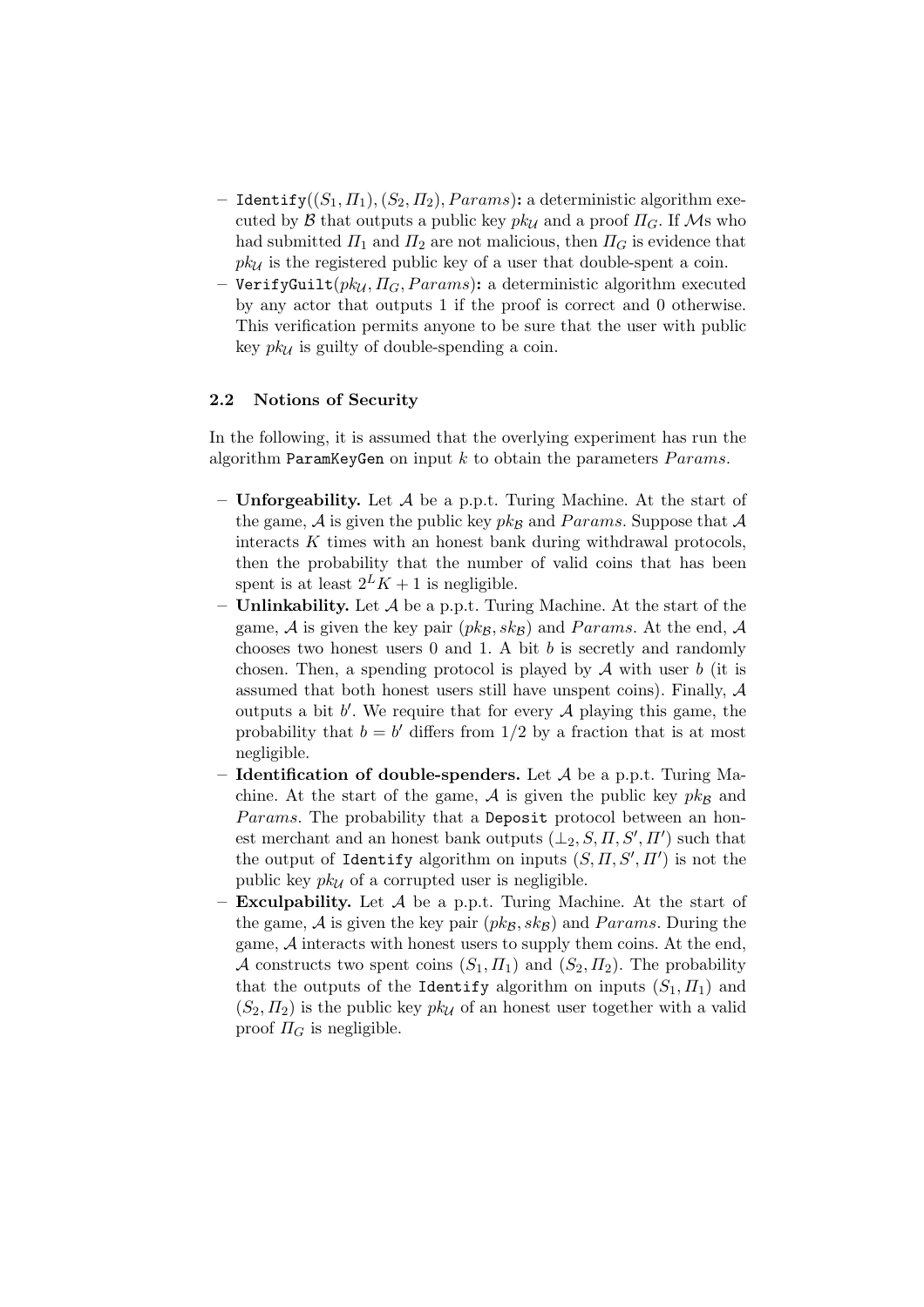- `Identify`$((S_1, \Pi_1), (S_2, \Pi_2), Params)$**:** a deterministic algorithm executed by $\mathcal{B}$ that outputs a public key $pk_{\mathcal{U}}$ and a proof $\Pi_G$. If $\mathcal{M}$s who had submitted $\Pi_1$ and $\Pi_2$ are not malicious, then $\Pi_G$ is evidence that $pk_{\mathcal{U}}$ is the registered public key of a user that double-spent a coin.
- `VerifyGuilt`$(pk_{\mathcal{U}}, \Pi_G, Params)$**:** a deterministic algorithm executed by any actor that outputs 1 if the proof is correct and 0 otherwise. This verification permits anyone to be sure that the user with public key $pk_{\mathcal{U}}$ is guilty of double-spending a coin.

### 2.2 Notions of Security

In the following, it is assumed that the overlying experiment has run the algorithm `ParamKeyGen` on input $k$ to obtain the parameters $Params$.

- **Unforgeability.** Let $\mathcal{A}$ be a p.p.t. Turing Machine. At the start of the game, $\mathcal{A}$ is given the public key $pk_{\mathcal{B}}$ and $Params$. Suppose that $\mathcal{A}$ interacts $K$ times with an honest bank during withdrawal protocols, then the probability that the number of valid coins that has been spent is at least $2^L K + 1$ is negligible.
- **Unlinkability.** Let $\mathcal{A}$ be a p.p.t. Turing Machine. At the start of the game, $\mathcal{A}$ is given the key pair $(pk_{\mathcal{B}}, sk_{\mathcal{B}})$ and $Params$. At the end, $\mathcal{A}$ chooses two honest users 0 and 1. A bit $b$ is secretly and randomly chosen. Then, a spending protocol is played by $\mathcal{A}$ with user $b$ (it is assumed that both honest users still have unspent coins). Finally, $\mathcal{A}$ outputs a bit $b'$. We require that for every $\mathcal{A}$ playing this game, the probability that $b = b'$ differs from $1/2$ by a fraction that is at most negligible.
- **Identification of double-spenders.** Let $\mathcal{A}$ be a p.p.t. Turing Machine. At the start of the game, $\mathcal{A}$ is given the public key $pk_{\mathcal{B}}$ and $Params$. The probability that a `Deposit` protocol between an honest merchant and an honest bank outputs $(\perp_2, S, \Pi, S', \Pi')$ such that the output of `Identify` algorithm on inputs $(S, \Pi, S', \Pi')$ is not the public key $pk_{\mathcal{U}}$ of a corrupted user is negligible.
- **Exculpability.** Let $\mathcal{A}$ be a p.p.t. Turing Machine. At the start of the game, $\mathcal{A}$ is given the key pair $(pk_{\mathcal{B}}, sk_{\mathcal{B}})$ and $Params$. During the game, $\mathcal{A}$ interacts with honest users to supply them coins. At the end, $\mathcal{A}$ constructs two spent coins $(S_1, \Pi_1)$ and $(S_2, \Pi_2)$. The probability that the outputs of the `Identify` algorithm on inputs $(S_1, \Pi_1)$ and $(S_2, \Pi_2)$ is the public key $pk_{\mathcal{U}}$ of an honest user together with a valid proof $\Pi_G$ is negligible.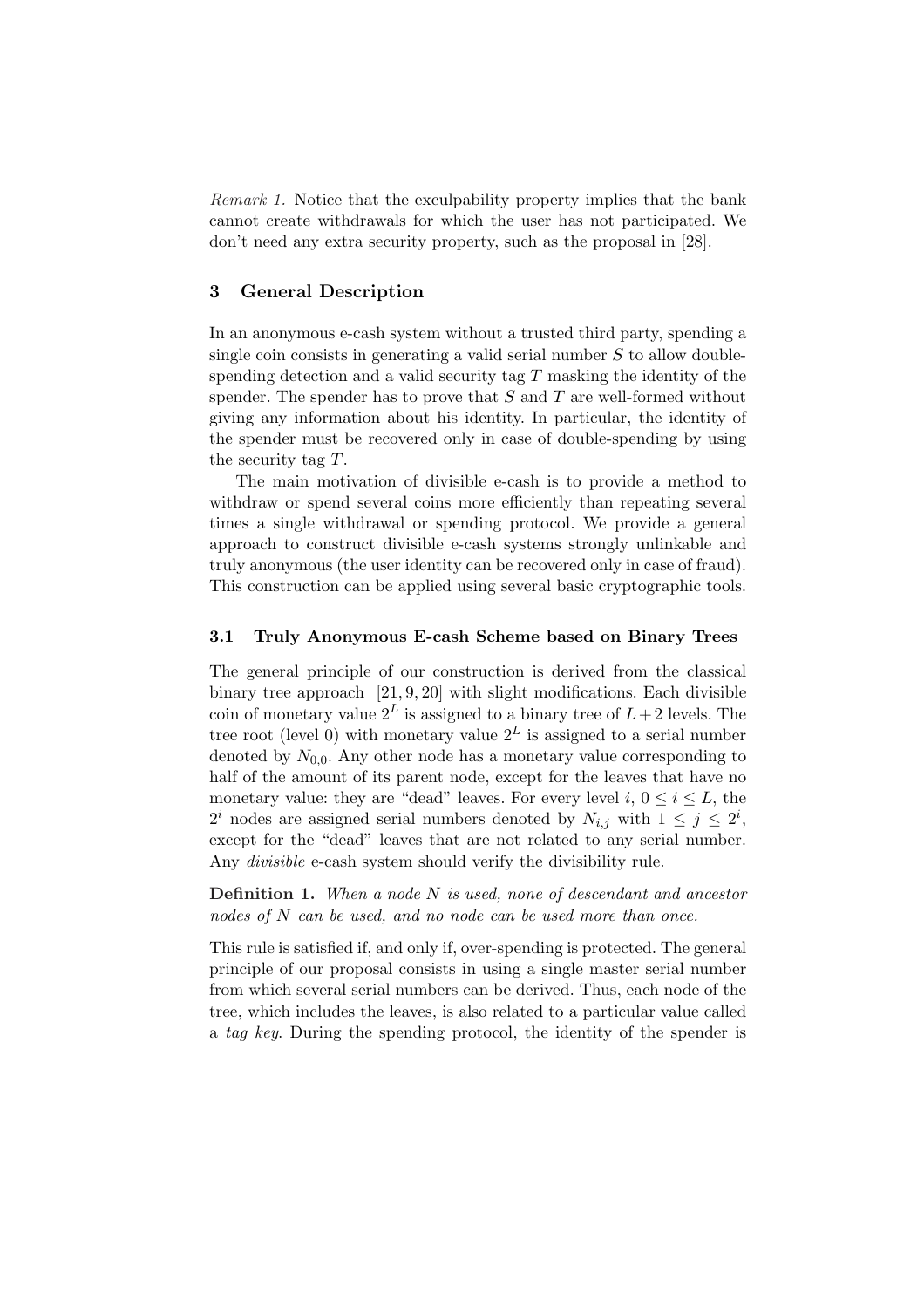*Remark 1.* Notice that the exculpability property implies that the bank cannot create withdrawals for which the user has not participated. We don't need any extra security property, such as the proposal in [28].

## 3 General Description

In an anonymous e-cash system without a trusted third party, spending a single coin consists in generating a valid serial number $S$ to allow double-spending detection and a valid security tag $T$ masking the identity of the spender. The spender has to prove that $S$ and $T$ are well-formed without giving any information about his identity. In particular, the identity of the spender must be recovered only in case of double-spending by using the security tag $T$.

The main motivation of divisible e-cash is to provide a method to withdraw or spend several coins more efficiently than repeating several times a single withdrawal or spending protocol. We provide a general approach to construct divisible e-cash systems strongly unlinkable and truly anonymous (the user identity can be recovered only in case of fraud). This construction can be applied using several basic cryptographic tools.

### 3.1 Truly Anonymous E-cash Scheme based on Binary Trees

The general principle of our construction is derived from the classical binary tree approach [21, 9, 20] with slight modifications. Each divisible coin of monetary value $2^L$ is assigned to a binary tree of $L+2$ levels. The tree root (level 0) with monetary value $2^L$ is assigned to a serial number denoted by $N_{0,0}$. Any other node has a monetary value corresponding to half of the amount of its parent node, except for the leaves that have no monetary value: they are "dead" leaves. For every level $i$, $0 \leq i \leq L$, the $2^i$ nodes are assigned serial numbers denoted by $N_{i,j}$ with $1 \leq j \leq 2^i$, except for the "dead" leaves that are not related to any serial number. Any *divisible* e-cash system should verify the divisibility rule.

**Definition 1.** *When a node $N$ is used, none of descendant and ancestor nodes of $N$ can be used, and no node can be used more than once.*

This rule is satisfied if, and only if, over-spending is protected. The general principle of our proposal consists in using a single master serial number from which several serial numbers can be derived. Thus, each node of the tree, which includes the leaves, is also related to a particular value called a *tag key*. During the spending protocol, the identity of the spender is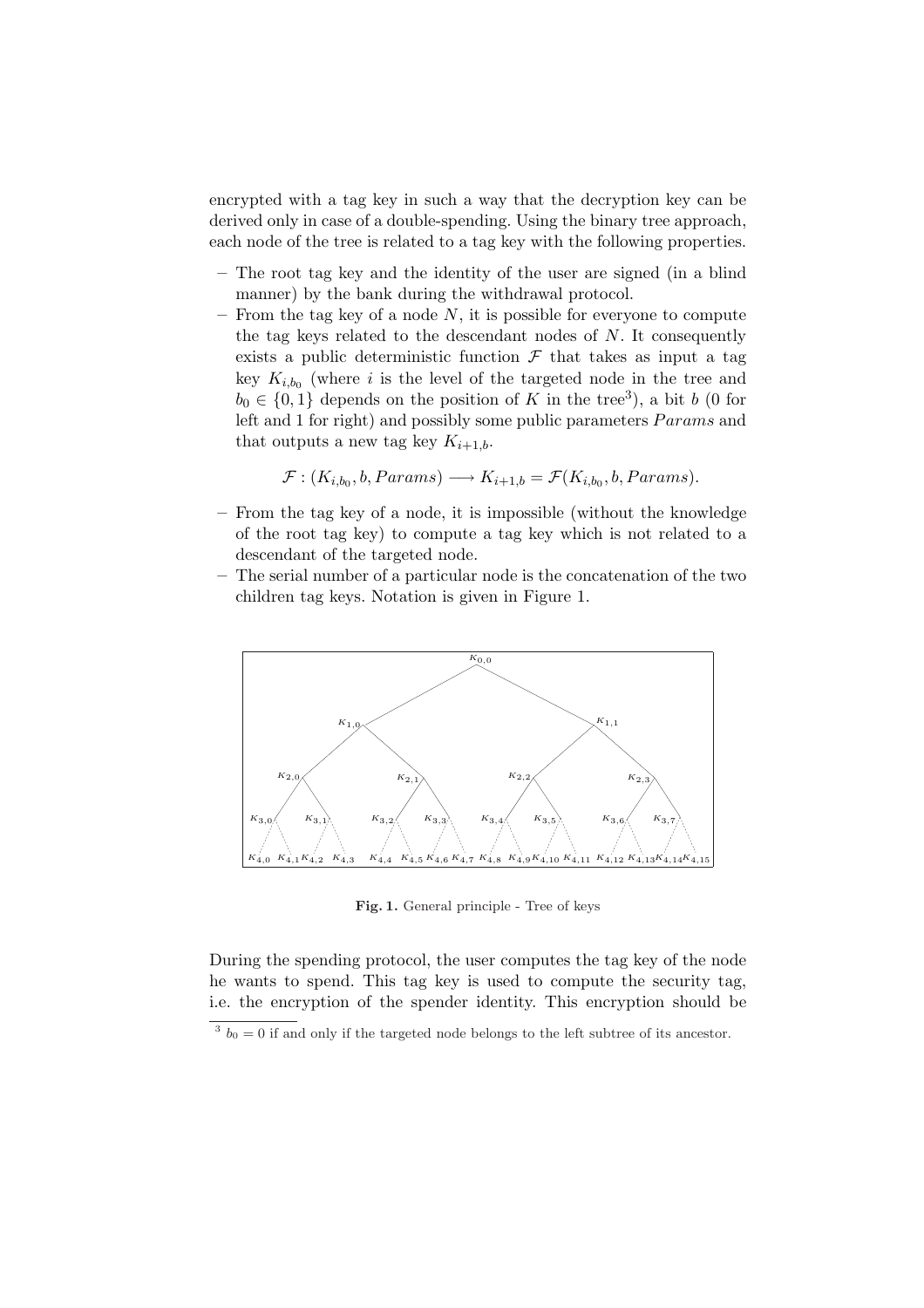encrypted with a tag key in such a way that the decryption key can be derived only in case of a double-spending. Using the binary tree approach, each node of the tree is related to a tag key with the following properties.

- The root tag key and the identity of the user are signed (in a blind manner) by the bank during the withdrawal protocol.
- From the tag key of a node $N$, it is possible for everyone to compute the tag keys related to the descendant nodes of $N$. It consequently exists a public deterministic function $\mathcal{F}$ that takes as input a tag key $K_{i,b_0}$ (where $i$ is the level of the targeted node in the tree and $b_0 \in \{0,1\}$ depends on the position of $K$ in the tree[3]), a bit $b$ (0 for left and 1 for right) and possibly some public parameters $Params$ and that outputs a new tag key $K_{i+1,b}$.

$$\mathcal{F} : (K_{i,b_0}, b, Params) \longrightarrow K_{i+1,b} = \mathcal{F}(K_{i,b_0}, b, Params).$$

- From the tag key of a node, it is impossible (without the knowledge of the root tag key) to compute a tag key which is not related to a descendant of the targeted node.
- The serial number of a particular node is the concatenation of the two children tag keys. Notation is given in Figure 1.

**Fig. 1.** General principle - Tree of keys

During the spending protocol, the user computes the tag key of the node he wants to spend. This tag key is used to compute the security tag, i.e. the encryption of the spender identity. This encryption should be

[3] $b_0 = 0$ if and only if the targeted node belongs to the left subtree of its ancestor.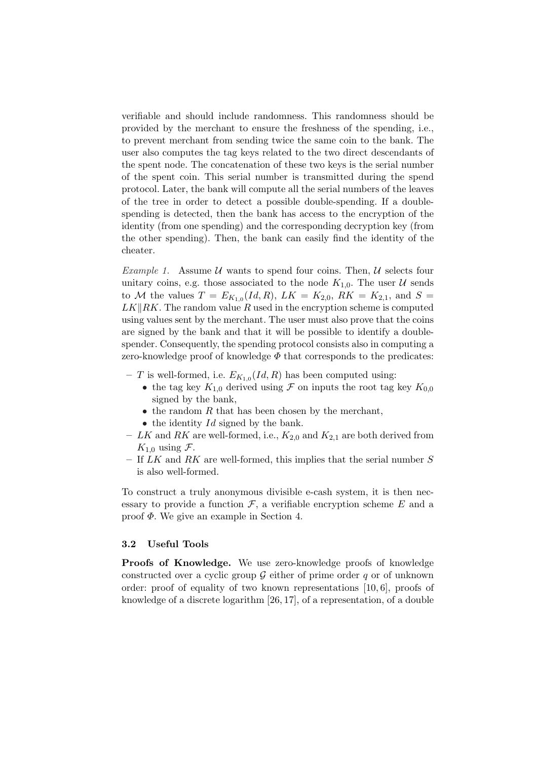verifiable and should include randomness. This randomness should be provided by the merchant to ensure the freshness of the spending, i.e., to prevent merchant from sending twice the same coin to the bank. The user also computes the tag keys related to the two direct descendants of the spent node. The concatenation of these two keys is the serial number of the spent coin. This serial number is transmitted during the spend protocol. Later, the bank will compute all the serial numbers of the leaves of the tree in order to detect a possible double-spending. If a double-spending is detected, then the bank has access to the encryption of the identity (from one spending) and the corresponding decryption key (from the other spending). Then, the bank can easily find the identity of the cheater.

*Example 1.* Assume $\mathcal{U}$ wants to spend four coins. Then, $\mathcal{U}$ selects four unitary coins, e.g. those associated to the node $K_{1,0}$. The user $\mathcal{U}$ sends to $\mathcal{M}$ the values $T = E_{K_{1,0}}(Id, R)$, $LK = K_{2,0}$, $RK = K_{2,1}$, and $S = LK \| RK$. The random value $R$ used in the encryption scheme is computed using values sent by the merchant. The user must also prove that the coins are signed by the bank and that it will be possible to identify a double-spender. Consequently, the spending protocol consists also in computing a zero-knowledge proof of knowledge $\Phi$ that corresponds to the predicates:

- $T$ is well-formed, i.e. $E_{K_{1,0}}(Id, R)$ has been computed using:
  - the tag key $K_{1,0}$ derived using $\mathcal{F}$ on inputs the root tag key $K_{0,0}$ signed by the bank,
  - the random $R$ that has been chosen by the merchant,
  - the identity $Id$ signed by the bank.
- $LK$ and $RK$ are well-formed, i.e., $K_{2,0}$ and $K_{2,1}$ are both derived from $K_{1,0}$ using $\mathcal{F}$.
- If $LK$ and $RK$ are well-formed, this implies that the serial number $S$ is also well-formed.

To construct a truly anonymous divisible e-cash system, it is then necessary to provide a function $\mathcal{F}$, a verifiable encryption scheme $E$ and a proof $\Phi$. We give an example in Section 4.

### 3.2 Useful Tools

**Proofs of Knowledge.** We use zero-knowledge proofs of knowledge constructed over a cyclic group $\mathcal{G}$ either of prime order $q$ or of unknown order: proof of equality of two known representations [10, 6], proofs of knowledge of a discrete logarithm [26, 17], of a representation, of a double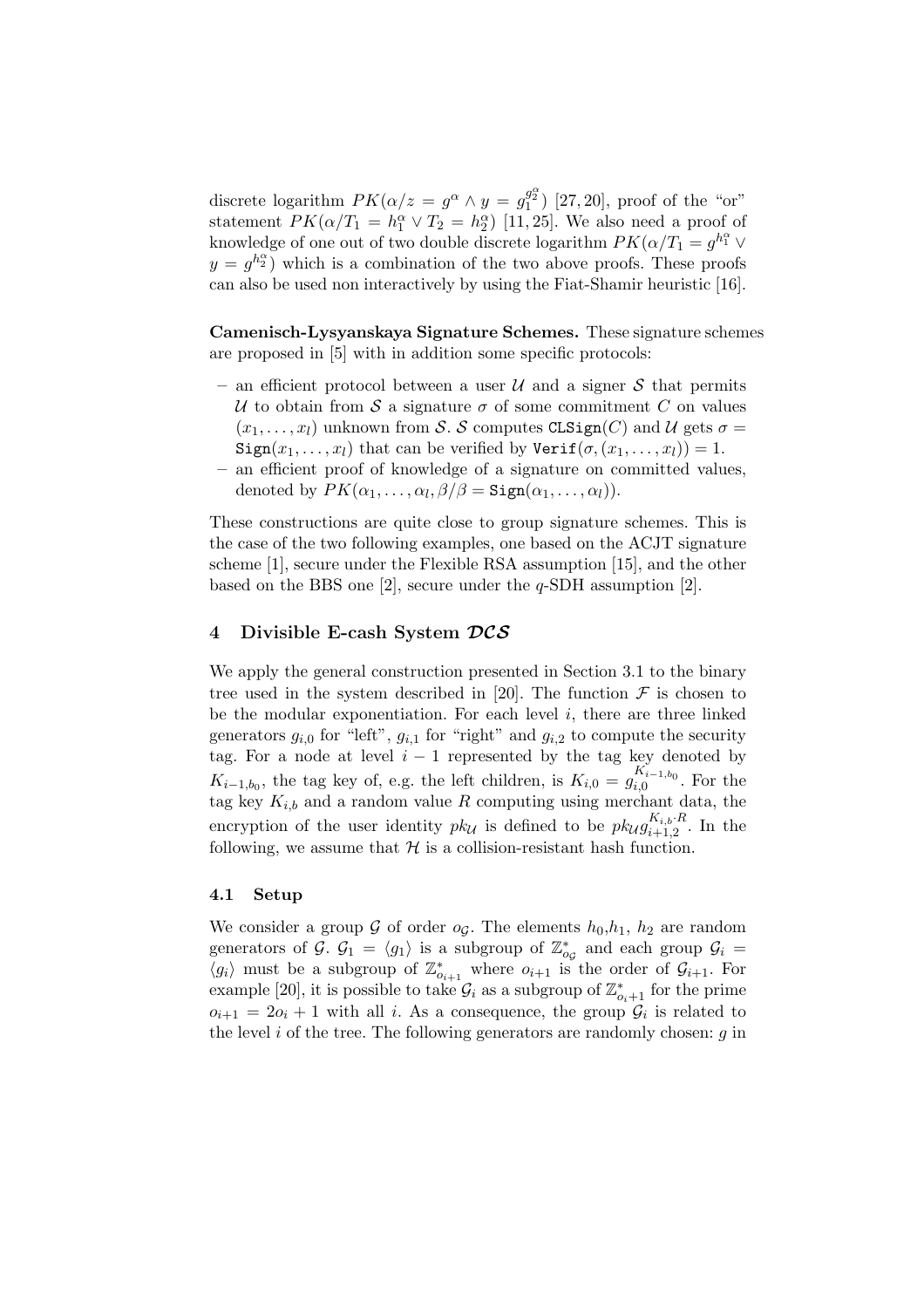discrete logarithm $PK(\alpha / z = g^{\alpha} \wedge y = g_1^{g_2^{\alpha}})$ [27, 20], proof of the "or" statement $PK(\alpha / T_1 = h_1^{\alpha} \vee T_2 = h_2^{\alpha})$ [11, 25]. We also need a proof of knowledge of one out of two double discrete logarithm $PK(\alpha / T_1 = g^{h_1^{\alpha}} \vee y = g^{h_2^{\alpha}})$ which is a combination of the two above proofs. These proofs can also be used non interactively by using the Fiat-Shamir heuristic [16].

**Camenisch-Lysyanskaya Signature Schemes.** These signature schemes are proposed in [5] with in addition some specific protocols:

- an efficient protocol between a user $\mathcal{U}$ and a signer $\mathcal{S}$ that permits $\mathcal{U}$ to obtain from $\mathcal{S}$ a signature $\sigma$ of some commitment $C$ on values $(x_1, \ldots, x_l)$ unknown from $\mathcal{S}$. $\mathcal{S}$ computes $\mathtt{CLSign}(C)$ and $\mathcal{U}$ gets $\sigma = \mathtt{Sign}(x_1, \ldots, x_l)$ that can be verified by $\mathtt{Verif}(\sigma, (x_1, \ldots, x_l)) = 1$.
- an efficient proof of knowledge of a signature on committed values, denoted by $PK(\alpha_1, \ldots, \alpha_l, \beta / \beta = \mathtt{Sign}(\alpha_1, \ldots, \alpha_l))$.

These constructions are quite close to group signature schemes. This is the case of the two following examples, one based on the ACJT signature scheme [1], secure under the Flexible RSA assumption [15], and the other based on the BBS one [2], secure under the $q$-SDH assumption [2].

## 4 Divisible E-cash System $\mathcal{DCS}$

We apply the general construction presented in Section 3.1 to the binary tree used in the system described in [20]. The function $\mathcal{F}$ is chosen to be the modular exponentiation. For each level $i$, there are three linked generators $g_{i,0}$ for "left", $g_{i,1}$ for "right" and $g_{i,2}$ to compute the security tag. For a node at level $i-1$ represented by the tag key denoted by $K_{i-1,b_0}$, the tag key of, e.g. the left children, is $K_{i,0} = g_{i,0}^{K_{i-1,b_0}}$. For the tag key $K_{i,b}$ and a random value $R$ computing using merchant data, the encryption of the user identity $pk_{\mathcal{U}}$ is defined to be $pk_{\mathcal{U}} g_{i+1,2}^{K_{i,b} \cdot R}$. In the following, we assume that $\mathcal{H}$ is a collision-resistant hash function.

### 4.1 Setup

We consider a group $\mathcal{G}$ of order $o_{\mathcal{G}}$. The elements $h_0$,$h_1$, $h_2$ are random generators of $\mathcal{G}$. $\mathcal{G}_1 = \langle g_1 \rangle$ is a subgroup of $\mathbb{Z}_{o_{\mathcal{G}}}^*$ and each group $\mathcal{G}_i = \langle g_i \rangle$ must be a subgroup of $\mathbb{Z}_{o_{i+1}}^*$ where $o_{i+1}$ is the order of $\mathcal{G}_{i+1}$. For example [20], it is possible to take $\mathcal{G}_i$ as a subgroup of $\mathbb{Z}_{o_i+1}^*$ for the prime $o_{i+1} = 2o_i + 1$ with all $i$. As a consequence, the group $\mathcal{G}_i$ is related to the level $i$ of the tree. The following generators are randomly chosen: $g$ in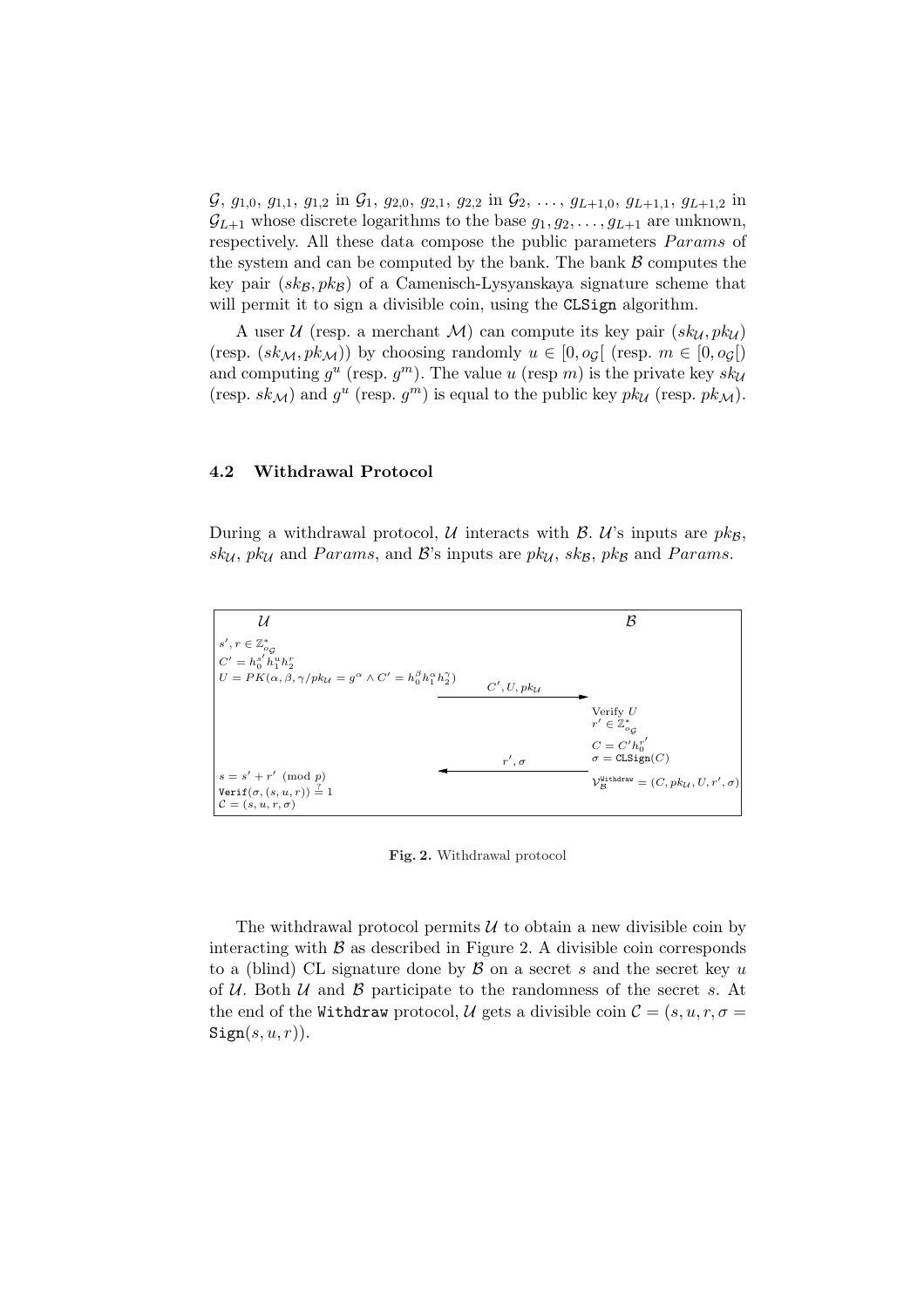$\mathcal{G}$, $g_{1,0}$, $g_{1,1}$, $g_{1,2}$ in $\mathcal{G}_1$, $g_{2,0}$, $g_{2,1}$, $g_{2,2}$ in $\mathcal{G}_2$, $\ldots$, $g_{L+1,0}$, $g_{L+1,1}$, $g_{L+1,2}$ in $\mathcal{G}_{L+1}$ whose discrete logarithms to the base $g_1, g_2, \ldots, g_{L+1}$ are unknown, respectively. All these data compose the public parameters *Params* of the system and can be computed by the bank. The bank $\mathcal{B}$ computes the key pair $(sk_{\mathcal{B}}, pk_{\mathcal{B}})$ of a Camenisch-Lysyanskaya signature scheme that will permit it to sign a divisible coin, using the `CLSign` algorithm.

A user $\mathcal{U}$ (resp. a merchant $\mathcal{M}$) can compute its key pair $(sk_{\mathcal{U}}, pk_{\mathcal{U}})$ (resp. $(sk_{\mathcal{M}}, pk_{\mathcal{M}})$) by choosing randomly $u \in [0, o_{\mathcal{G}}[$ (resp. $m \in [0, o_{\mathcal{G}}[$) and computing $g^u$ (resp. $g^m$). The value $u$ (resp $m$) is the private key $sk_{\mathcal{U}}$ (resp. $sk_{\mathcal{M}}$) and $g^u$ (resp. $g^m$) is equal to the public key $pk_{\mathcal{U}}$ (resp. $pk_{\mathcal{M}}$).

### 4.2 Withdrawal Protocol

During a withdrawal protocol, $\mathcal{U}$ interacts with $\mathcal{B}$. $\mathcal{U}$'s inputs are $pk_{\mathcal{B}}$, $sk_{\mathcal{U}}$, $pk_{\mathcal{U}}$ and *Params*, and $\mathcal{B}$'s inputs are $pk_{\mathcal{U}}$, $sk_{\mathcal{B}}$, $pk_{\mathcal{B}}$ and *Params*.

| $\mathcal{U}$ | | $\mathcal{B}$ |
|---|---|---|
| $s', r \in \mathbb{Z}^*_{o_{\mathcal{G}}}$ | | |
| $C' = h_0^{s'} h_1^u h_2^r$ | | |
| $U = PK(\alpha, \beta, \gamma / pk_{\mathcal{U}} = g^{\alpha} \wedge C' = h_0^{\beta} h_1^{\alpha} h_2^{\gamma})$ | $\xrightarrow{C', U, pk_{\mathcal{U}}}$ | |
| | | Verify $U$ |
| | | $r' \in \mathbb{Z}^*_{o_{\mathcal{G}}}$ |
| | | $C = C' h_0^{r'}$ |
| | $\xleftarrow{r', \sigma}$ | $\sigma = \texttt{CLSign}(C)$ |
| $s = s' + r' \pmod{p}$ | | $\mathcal{V}_{\mathcal{B}}^{\texttt{Withdraw}} = (C, pk_{\mathcal{U}}, U, r', \sigma)$ |
| $\texttt{Verif}(\sigma, (s, u, r)) \stackrel{?}{=} 1$ | | |
| $\mathcal{C} = (s, u, r, \sigma)$ | | |

**Fig. 2.** Withdrawal protocol

The withdrawal protocol permits $\mathcal{U}$ to obtain a new divisible coin by interacting with $\mathcal{B}$ as described in Figure 2. A divisible coin corresponds to a (blind) CL signature done by $\mathcal{B}$ on a secret $s$ and the secret key $u$ of $\mathcal{U}$. Both $\mathcal{U}$ and $\mathcal{B}$ participate to the randomness of the secret $s$. At the end of the `Withdraw` protocol, $\mathcal{U}$ gets a divisible coin $\mathcal{C} = (s, u, r, \sigma = \texttt{Sign}(s, u, r))$.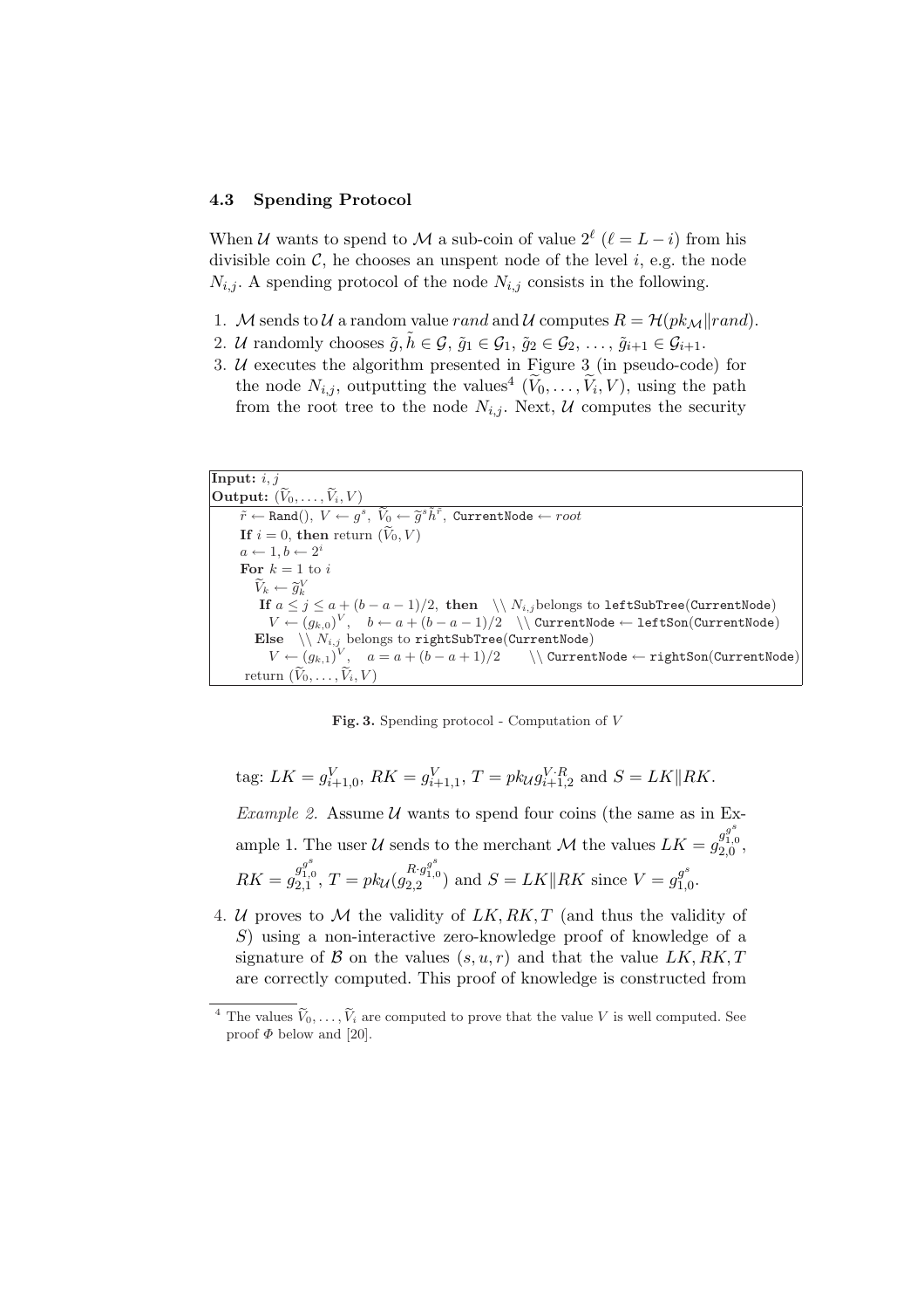### 4.3 Spending Protocol

When $\mathcal{U}$ wants to spend to $\mathcal{M}$ a sub-coin of value $2^\ell$ ($\ell = L - i$) from his divisible coin $\mathcal{C}$, he chooses an unspent node of the level $i$, e.g. the node $N_{i,j}$. A spending protocol of the node $N_{i,j}$ consists in the following.

1. $\mathcal{M}$ sends to $\mathcal{U}$ a random value $rand$ and $\mathcal{U}$ computes $R = \mathcal{H}(pk_{\mathcal{M}} \| rand)$.
2. $\mathcal{U}$ randomly chooses $\tilde{g}, \tilde{h} \in \mathcal{G}$, $\tilde{g}_1 \in \mathcal{G}_1$, $\tilde{g}_2 \in \mathcal{G}_2$, $\ldots$, $\tilde{g}_{i+1} \in \mathcal{G}_{i+1}$.
3. $\mathcal{U}$ executes the algorithm presented in Figure 3 (in pseudo-code) for the node $N_{i,j}$, outputting the values[4] $(\widetilde{V}_0, \ldots, \widetilde{V}_i, V)$, using the path from the root tree to the node $N_{i,j}$. Next, $\mathcal{U}$ computes the security

```
Input: i, j
Output: (Ṽ_0, ..., Ṽ_i, V)
  r̃ ← Rand(), V ← g^s, Ṽ_0 ← g̃^s h̃^r̃, CurrentNode ← root
  If i = 0, then return (Ṽ_0, V)
  a ← 1, b ← 2^i
  For k = 1 to i
    Ṽ_k ← g̃_k^V
    If a ≤ j ≤ a + (b − a − 1)/2, then   \\ N_{i,j} belongs to leftSubTree(CurrentNode)
      V ← (g_{k,0})^V,   b ← a + (b − a − 1)/2   \\ CurrentNode ← leftSon(CurrentNode)
    Else   \\ N_{i,j} belongs to rightSubTree(CurrentNode)
      V ← (g_{k,1})^V,   a = a + (b − a + 1)/2   \\ CurrentNode ← rightSon(CurrentNode)
  return (Ṽ_0, ..., Ṽ_i, V)
```

**Fig. 3.** Spending protocol - Computation of $V$

tag: $LK = g_{i+1,0}^V$, $RK = g_{i+1,1}^V$, $T = pk_{\mathcal{U}} g_{i+1,2}^{V \cdot R}$ and $S = LK \| RK$.

*Example 2.* Assume $\mathcal{U}$ wants to spend four coins (the same as in Example 1. The user $\mathcal{U}$ sends to the merchant $\mathcal{M}$ the values $LK = g_{2,0}^{g_{1,0}^{g^s}}$, $RK = g_{2,1}^{g_{1,0}^{g^s}}$, $T = pk_{\mathcal{U}}(g_{2,2}^{R \cdot g_{1,0}^{g^s}})$ and $S = LK \| RK$ since $V = g_{1,0}^{g^s}$.

4. $\mathcal{U}$ proves to $\mathcal{M}$ the validity of $LK, RK, T$ (and thus the validity of $S$) using a non-interactive zero-knowledge proof of knowledge of a signature of $\mathcal{B}$ on the values $(s, u, r)$ and that the value $LK, RK, T$ are correctly computed. This proof of knowledge is constructed from

[4] The values $\widetilde{V}_0, \ldots, \widetilde{V}_i$ are computed to prove that the value $V$ is well computed. See proof $\Phi$ below and [20].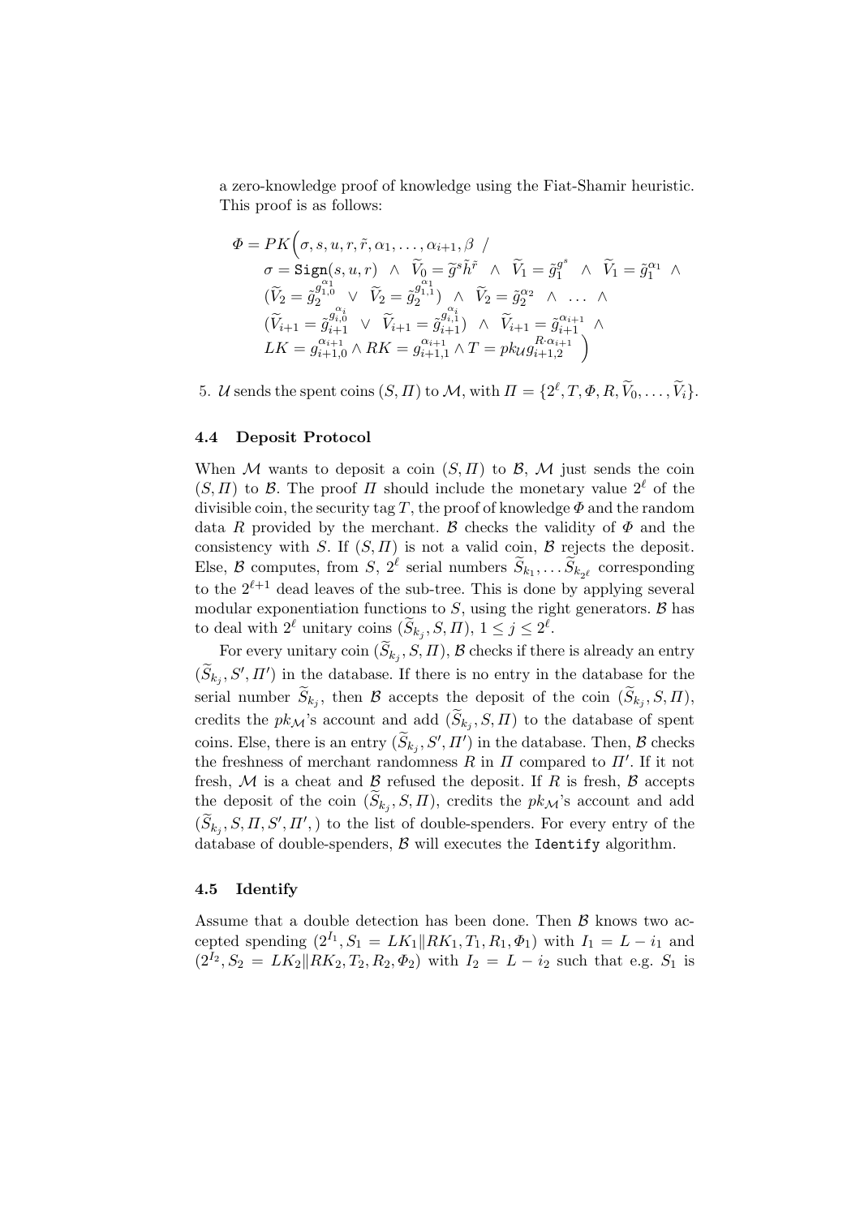a zero-knowledge proof of knowledge using the Fiat-Shamir heuristic. This proof is as follows:

$$
\begin{aligned}
\Phi = PK\Big(&\sigma, s, u, r, \tilde{r}, \alpha_1, \ldots, \alpha_{i+1}, \beta \ / \\
&\sigma = \texttt{Sign}(s, u, r) \ \wedge \ \widetilde{V}_0 = \widetilde{g}^s \tilde{h}^{\tilde{r}} \ \wedge \ \widetilde{V}_1 = \tilde{g}_1^{g^s} \ \wedge \ \widetilde{V}_1 = \tilde{g}_1^{\alpha_1} \ \wedge \\
&(\widetilde{V}_2 = \tilde{g}_2^{g_{1,0}^{\alpha_1}} \ \vee \ \widetilde{V}_2 = \tilde{g}_2^{g_{1,1}^{\alpha_1}}) \ \wedge \ \widetilde{V}_2 = \tilde{g}_2^{\alpha_2} \ \wedge \ \ldots \ \wedge \\
&(\widetilde{V}_{i+1} = \tilde{g}_{i+1}^{g_{i,0}^{\alpha_i}} \ \vee \ \widetilde{V}_{i+1} = \tilde{g}_{i+1}^{g_{i,1}^{\alpha_i}}) \ \wedge \ \widetilde{V}_{i+1} = \tilde{g}_{i+1}^{\alpha_{i+1}} \ \wedge \\
&LK = g_{i+1,0}^{\alpha_{i+1}} \wedge RK = g_{i+1,1}^{\alpha_{i+1}} \wedge T = pk_{\mathcal{U}} g_{i+1,2}^{R \cdot \alpha_{i+1}} \Big)
\end{aligned}
$$

5. $\mathcal{U}$ sends the spent coins $(S, \Pi)$ to $\mathcal{M}$, with $\Pi = \{2^\ell, T, \Phi, R, \widetilde{V}_0, \ldots, \widetilde{V}_i\}$.

### 4.4 Deposit Protocol

When $\mathcal{M}$ wants to deposit a coin $(S, \Pi)$ to $\mathcal{B}$, $\mathcal{M}$ just sends the coin $(S, \Pi)$ to $\mathcal{B}$. The proof $\Pi$ should include the monetary value $2^\ell$ of the divisible coin, the security tag $T$, the proof of knowledge $\Phi$ and the random data $R$ provided by the merchant. $\mathcal{B}$ checks the validity of $\Phi$ and the consistency with $S$. If $(S, \Pi)$ is not a valid coin, $\mathcal{B}$ rejects the deposit. Else, $\mathcal{B}$ computes, from $S$, $2^\ell$ serial numbers $\widetilde{S}_{k_1}, \ldots \widetilde{S}_{k_{2^\ell}}$ corresponding to the $2^{\ell+1}$ dead leaves of the sub-tree. This is done by applying several modular exponentiation functions to $S$, using the right generators. $\mathcal{B}$ has to deal with $2^\ell$ unitary coins $(\widetilde{S}_{k_j}, S, \Pi)$, $1 \leq j \leq 2^\ell$.

For every unitary coin $(\widetilde{S}_{k_j}, S, \Pi)$, $\mathcal{B}$ checks if there is already an entry $(\widetilde{S}_{k_j}, S', \Pi')$ in the database. If there is no entry in the database for the serial number $\widetilde{S}_{k_j}$, then $\mathcal{B}$ accepts the deposit of the coin $(\widetilde{S}_{k_j}, S, \Pi)$, credits the $pk_{\mathcal{M}}$'s account and add $(\widetilde{S}_{k_j}, S, \Pi)$ to the database of spent coins. Else, there is an entry $(\widetilde{S}_{k_j}, S', \Pi')$ in the database. Then, $\mathcal{B}$ checks the freshness of merchant randomness $R$ in $\Pi$ compared to $\Pi'$. If it not fresh, $\mathcal{M}$ is a cheat and $\mathcal{B}$ refused the deposit. If $R$ is fresh, $\mathcal{B}$ accepts the deposit of the coin $(\widetilde{S}_{k_j}, S, \Pi)$, credits the $pk_{\mathcal{M}}$'s account and add $(\widetilde{S}_{k_j}, S, \Pi, S', \Pi',)$ to the list of double-spenders. For every entry of the database of double-spenders, $\mathcal{B}$ will executes the `Identify` algorithm.

### 4.5 Identify

Assume that a double detection has been done. Then $\mathcal{B}$ knows two accepted spending $(2^{I_1}, S_1 = LK_1 \| RK_1, T_1, R_1, \Phi_1)$ with $I_1 = L - i_1$ and $(2^{I_2}, S_2 = LK_2 \| RK_2, T_2, R_2, \Phi_2)$ with $I_2 = L - i_2$ such that e.g. $S_1$ is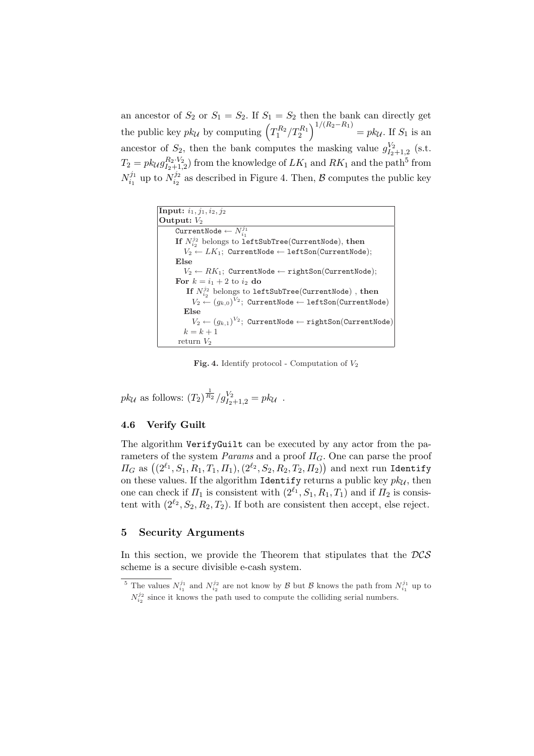an ancestor of $S_2$ or $S_1 = S_2$. If $S_1 = S_2$ then the bank can directly get the public key $pk_{\mathcal{U}}$ by computing $\left(T_1^{R_2}/T_2^{R_1}\right)^{1/(R_2-R_1)} = pk_{\mathcal{U}}$. If $S_1$ is an ancestor of $S_2$, then the bank computes the masking value $g_{I_2+1,2}^{V_2}$ (s.t. $T_2 = pk_{\mathcal{U}} g_{I_2+1,2}^{R_2 \cdot V_2}$) from the knowledge of $LK_1$ and $RK_1$ and the path[5] from $N_{i_1}^{j_1}$ up to $N_{i_2}^{j_2}$ as described in Figure 4. Then, $\mathcal{B}$ computes the public key

```
Input: i1, j1, i2, j2
Output: V2
    CurrentNode ← N_{i1}^{j1}
    If N_{i2}^{j2} belongs to leftSubTree(CurrentNode), then
      V2 ← LK1; CurrentNode ← leftSon(CurrentNode);
    Else
      V2 ← RK1; CurrentNode ← rightSon(CurrentNode);
    For k = i1 + 2 to i2 do
      If N_{i2}^{j2} belongs to leftSubTree(CurrentNode) , then
        V2 ← (g_{k,0})^{V2}; CurrentNode ← leftSon(CurrentNode)
      Else
        V2 ← (g_{k,1})^{V2}; CurrentNode ← rightSon(CurrentNode)
      k = k + 1
    return V2
```

**Fig. 4.** Identify protocol - Computation of $V_2$

$pk_{\mathcal{U}}$ as follows: $(T_2)^{\frac{1}{R_2}} / g_{I_2+1,2}^{V_2} = pk_{\mathcal{U}}$ .

### 4.6 Verify Guilt

The algorithm VerifyGuilt can be executed by any actor from the parameters of the system *Params* and a proof $\Pi_G$. One can parse the proof $\Pi_G$ as $\left((2^{\ell_1}, S_1, R_1, T_1, \Pi_1), (2^{\ell_2}, S_2, R_2, T_2, \Pi_2)\right)$ and next run Identify on these values. If the algorithm Identify returns a public key $pk_{\mathcal{U}}$, then one can check if $\Pi_1$ is consistent with $(2^{\ell_1}, S_1, R_1, T_1)$ and if $\Pi_2$ is consistent with $(2^{\ell_2}, S_2, R_2, T_2)$. If both are consistent then accept, else reject.

## 5 Security Arguments

In this section, we provide the Theorem that stipulates that the $\mathcal{DCS}$ scheme is a secure divisible e-cash system.

[5] The values $N_{i_1}^{j_1}$ and $N_{i_2}^{j_2}$ are not know by $\mathcal{B}$ but $\mathcal{B}$ knows the path from $N_{i_1}^{j_1}$ up to $N_{i_2}^{j_2}$ since it knows the path used to compute the colliding serial numbers.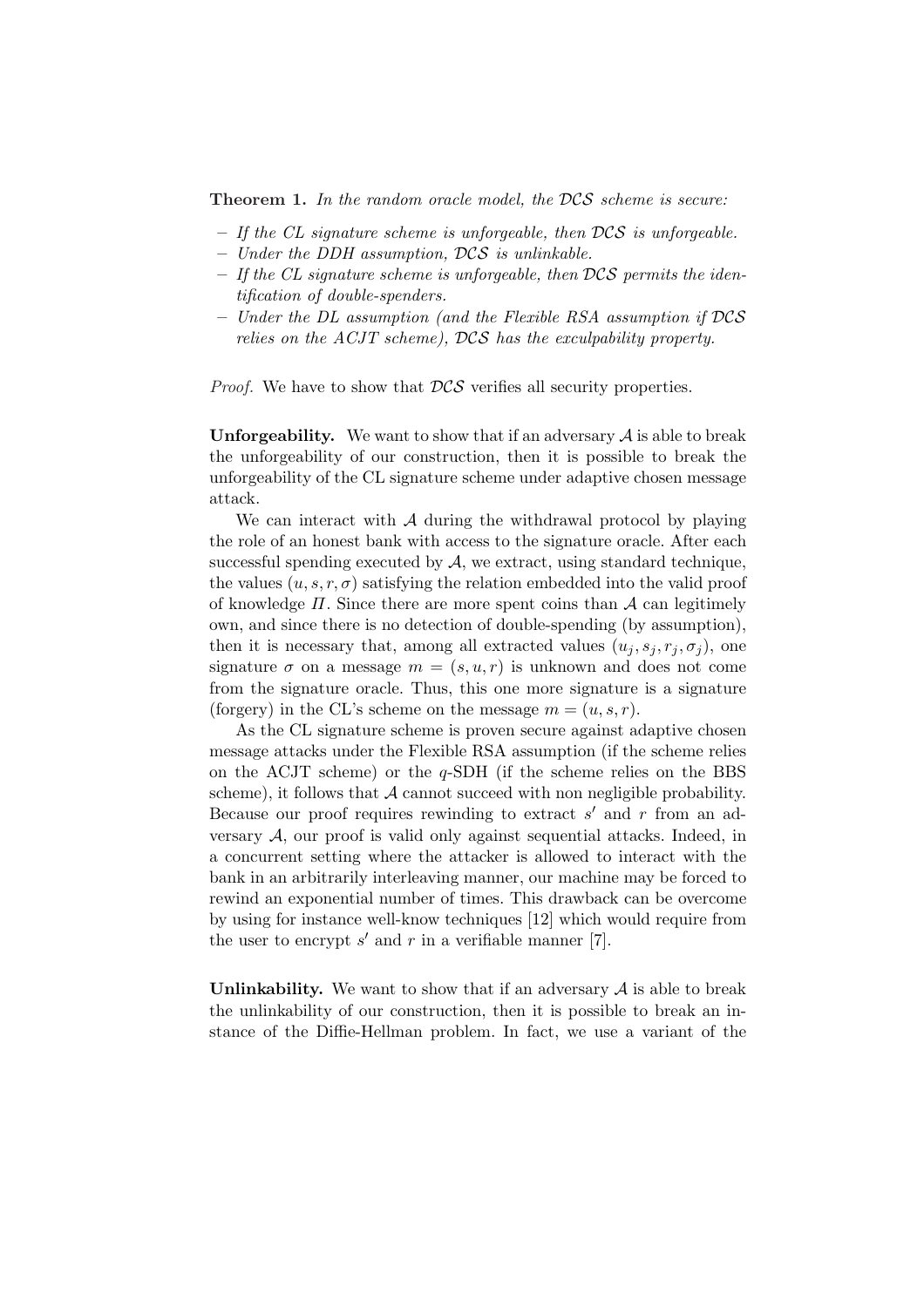**Theorem 1.** *In the random oracle model, the $\mathcal{DCS}$ scheme is secure:*

- *If the CL signature scheme is unforgeable, then $\mathcal{DCS}$ is unforgeable.*
- *Under the DDH assumption, $\mathcal{DCS}$ is unlinkable.*
- *If the CL signature scheme is unforgeable, then $\mathcal{DCS}$ permits the identification of double-spenders.*
- *Under the DL assumption (and the Flexible RSA assumption if $\mathcal{DCS}$ relies on the ACJT scheme), $\mathcal{DCS}$ has the exculpability property.*

*Proof.* We have to show that $\mathcal{DCS}$ verifies all security properties.

**Unforgeability.** We want to show that if an adversary $\mathcal{A}$ is able to break the unforgeability of our construction, then it is possible to break the unforgeability of the CL signature scheme under adaptive chosen message attack.

We can interact with $\mathcal{A}$ during the withdrawal protocol by playing the role of an honest bank with access to the signature oracle. After each successful spending executed by $\mathcal{A}$, we extract, using standard technique, the values $(u, s, r, \sigma)$ satisfying the relation embedded into the valid proof of knowledge $\Pi$. Since there are more spent coins than $\mathcal{A}$ can legitimely own, and since there is no detection of double-spending (by assumption), then it is necessary that, among all extracted values $(u_j, s_j, r_j, \sigma_j)$, one signature $\sigma$ on a message $m = (s, u, r)$ is unknown and does not come from the signature oracle. Thus, this one more signature is a signature (forgery) in the CL's scheme on the message $m = (u, s, r)$.

As the CL signature scheme is proven secure against adaptive chosen message attacks under the Flexible RSA assumption (if the scheme relies on the ACJT scheme) or the $q$-SDH (if the scheme relies on the BBS scheme), it follows that $\mathcal{A}$ cannot succeed with non negligible probability. Because our proof requires rewinding to extract $s'$ and $r$ from an adversary $\mathcal{A}$, our proof is valid only against sequential attacks. Indeed, in a concurrent setting where the attacker is allowed to interact with the bank in an arbitrarily interleaving manner, our machine may be forced to rewind an exponential number of times. This drawback can be overcome by using for instance well-know techniques [12] which would require from the user to encrypt $s'$ and $r$ in a verifiable manner [7].

**Unlinkability.** We want to show that if an adversary $\mathcal{A}$ is able to break the unlinkability of our construction, then it is possible to break an instance of the Diffie-Hellman problem. In fact, we use a variant of the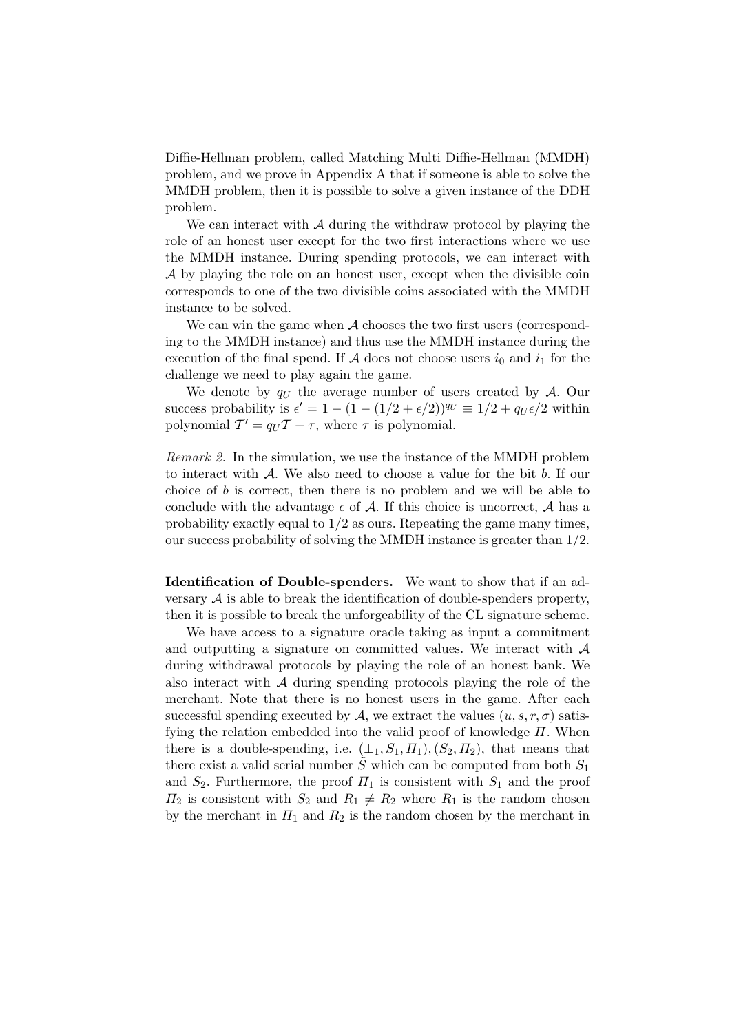Diffie-Hellman problem, called Matching Multi Diffie-Hellman (MMDH) problem, and we prove in Appendix A that if someone is able to solve the MMDH problem, then it is possible to solve a given instance of the DDH problem.

We can interact with $\mathcal{A}$ during the withdraw protocol by playing the role of an honest user except for the two first interactions where we use the MMDH instance. During spending protocols, we can interact with $\mathcal{A}$ by playing the role on an honest user, except when the divisible coin corresponds to one of the two divisible coins associated with the MMDH instance to be solved.

We can win the game when $\mathcal{A}$ chooses the two first users (corresponding to the MMDH instance) and thus use the MMDH instance during the execution of the final spend. If $\mathcal{A}$ does not choose users $i_0$ and $i_1$ for the challenge we need to play again the game.

We denote by $q_U$ the average number of users created by $\mathcal{A}$. Our success probability is $\epsilon' = 1 - (1 - (1/2 + \epsilon/2))^{q_U} \equiv 1/2 + q_U\epsilon/2$ within polynomial $\mathcal{T}' = q_U\mathcal{T} + \tau$, where $\tau$ is polynomial.

*Remark 2.* In the simulation, we use the instance of the MMDH problem to interact with $\mathcal{A}$. We also need to choose a value for the bit $b$. If our choice of $b$ is correct, then there is no problem and we will be able to conclude with the advantage $\epsilon$ of $\mathcal{A}$. If this choice is uncorrect, $\mathcal{A}$ has a probability exactly equal to $1/2$ as ours. Repeating the game many times, our success probability of solving the MMDH instance is greater than $1/2$.

**Identification of Double-spenders.** We want to show that if an adversary $\mathcal{A}$ is able to break the identification of double-spenders property, then it is possible to break the unforgeability of the CL signature scheme.

We have access to a signature oracle taking as input a commitment and outputting a signature on committed values. We interact with $\mathcal{A}$ during withdrawal protocols by playing the role of an honest bank. We also interact with $\mathcal{A}$ during spending protocols playing the role of the merchant. Note that there is no honest users in the game. After each successful spending executed by $\mathcal{A}$, we extract the values $(u, s, r, \sigma)$ satisfying the relation embedded into the valid proof of knowledge $\Pi$. When there is a double-spending, i.e. $(\perp_1, S_1, \Pi_1), (S_2, \Pi_2)$, that means that there exist a valid serial number $\tilde{S}$ which can be computed from both $S_1$ and $S_2$. Furthermore, the proof $\Pi_1$ is consistent with $S_1$ and the proof $\Pi_2$ is consistent with $S_2$ and $R_1 \neq R_2$ where $R_1$ is the random chosen by the merchant in $\Pi_1$ and $R_2$ is the random chosen by the merchant in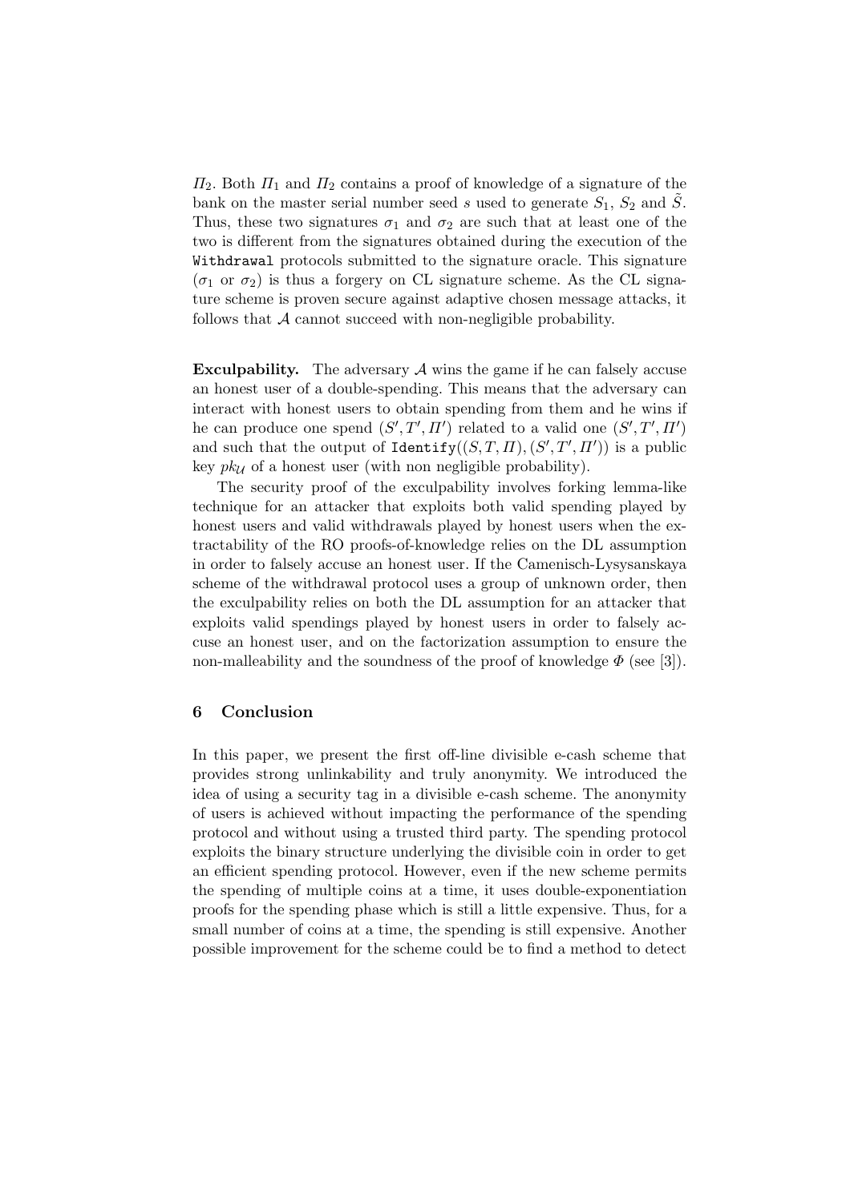$\Pi_2$. Both $\Pi_1$ and $\Pi_2$ contains a proof of knowledge of a signature of the bank on the master serial number seed $s$ used to generate $S_1$, $S_2$ and $\tilde{S}$. Thus, these two signatures $\sigma_1$ and $\sigma_2$ are such that at least one of the two is different from the signatures obtained during the execution of the `Withdrawal` protocols submitted to the signature oracle. This signature ($\sigma_1$ or $\sigma_2$) is thus a forgery on CL signature scheme. As the CL signature scheme is proven secure against adaptive chosen message attacks, it follows that $\mathcal{A}$ cannot succeed with non-negligible probability.

**Exculpability.** The adversary $\mathcal{A}$ wins the game if he can falsely accuse an honest user of a double-spending. This means that the adversary can interact with honest users to obtain spending from them and he wins if he can produce one spend $(S', T', \Pi')$ related to a valid one $(S', T', \Pi')$ and such that the output of $\texttt{Identify}((S, T, \Pi), (S', T', \Pi'))$ is a public key $pk_{\mathcal{U}}$ of a honest user (with non negligible probability).

The security proof of the exculpability involves forking lemma-like technique for an attacker that exploits both valid spending played by honest users and valid withdrawals played by honest users when the extractability of the RO proofs-of-knowledge relies on the DL assumption in order to falsely accuse an honest user. If the Camenisch-Lysysanskaya scheme of the withdrawal protocol uses a group of unknown order, then the exculpability relies on both the DL assumption for an attacker that exploits valid spendings played by honest users in order to falsely accuse an honest user, and on the factorization assumption to ensure the non-malleability and the soundness of the proof of knowledge $\Phi$ (see [3]).

## 6 Conclusion

In this paper, we present the first off-line divisible e-cash scheme that provides strong unlinkability and truly anonymity. We introduced the idea of using a security tag in a divisible e-cash scheme. The anonymity of users is achieved without impacting the performance of the spending protocol and without using a trusted third party. The spending protocol exploits the binary structure underlying the divisible coin in order to get an efficient spending protocol. However, even if the new scheme permits the spending of multiple coins at a time, it uses double-exponentiation proofs for the spending phase which is still a little expensive. Thus, for a small number of coins at a time, the spending is still expensive. Another possible improvement for the scheme could be to find a method to detect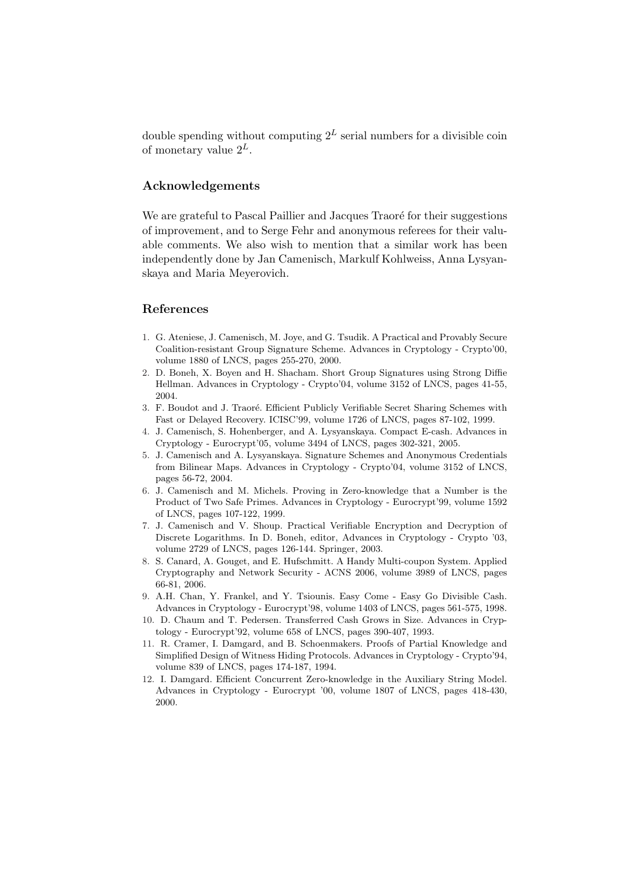double spending without computing $2^L$ serial numbers for a divisible coin of monetary value $2^L$.

## Acknowledgements

We are grateful to Pascal Paillier and Jacques Traoré for their suggestions of improvement, and to Serge Fehr and anonymous referees for their valuable comments. We also wish to mention that a similar work has been independently done by Jan Camenisch, Markulf Kohlweiss, Anna Lysyanskaya and Maria Meyerovich.

## References

1. G. Ateniese, J. Camenisch, M. Joye, and G. Tsudik. A Practical and Provably Secure Coalition-resistant Group Signature Scheme. Advances in Cryptology - Crypto'00, volume 1880 of LNCS, pages 255-270, 2000.
2. D. Boneh, X. Boyen and H. Shacham. Short Group Signatures using Strong Diffie Hellman. Advances in Cryptology - Crypto'04, volume 3152 of LNCS, pages 41-55, 2004.
3. F. Boudot and J. Traoré. Efficient Publicly Verifiable Secret Sharing Schemes with Fast or Delayed Recovery. ICISC'99, volume 1726 of LNCS, pages 87-102, 1999.
4. J. Camenisch, S. Hohenberger, and A. Lysyanskaya. Compact E-cash. Advances in Cryptology - Eurocrypt'05, volume 3494 of LNCS, pages 302-321, 2005.
5. J. Camenisch and A. Lysyanskaya. Signature Schemes and Anonymous Credentials from Bilinear Maps. Advances in Cryptology - Crypto'04, volume 3152 of LNCS, pages 56-72, 2004.
6. J. Camenisch and M. Michels. Proving in Zero-knowledge that a Number is the Product of Two Safe Primes. Advances in Cryptology - Eurocrypt'99, volume 1592 of LNCS, pages 107-122, 1999.
7. J. Camenisch and V. Shoup. Practical Verifiable Encryption and Decryption of Discrete Logarithms. In D. Boneh, editor, Advances in Cryptology - Crypto '03, volume 2729 of LNCS, pages 126-144. Springer, 2003.
8. S. Canard, A. Gouget, and E. Hufschmitt. A Handy Multi-coupon System. Applied Cryptography and Network Security - ACNS 2006, volume 3989 of LNCS, pages 66-81, 2006.
9. A.H. Chan, Y. Frankel, and Y. Tsiounis. Easy Come - Easy Go Divisible Cash. Advances in Cryptology - Eurocrypt'98, volume 1403 of LNCS, pages 561-575, 1998.
10. D. Chaum and T. Pedersen. Transferred Cash Grows in Size. Advances in Cryptology - Eurocrypt'92, volume 658 of LNCS, pages 390-407, 1993.
11. R. Cramer, I. Damgard, and B. Schoenmakers. Proofs of Partial Knowledge and Simplified Design of Witness Hiding Protocols. Advances in Cryptology - Crypto'94, volume 839 of LNCS, pages 174-187, 1994.
12. I. Damgard. Efficient Concurrent Zero-knowledge in the Auxiliary String Model. Advances in Cryptology - Eurocrypt '00, volume 1807 of LNCS, pages 418-430, 2000.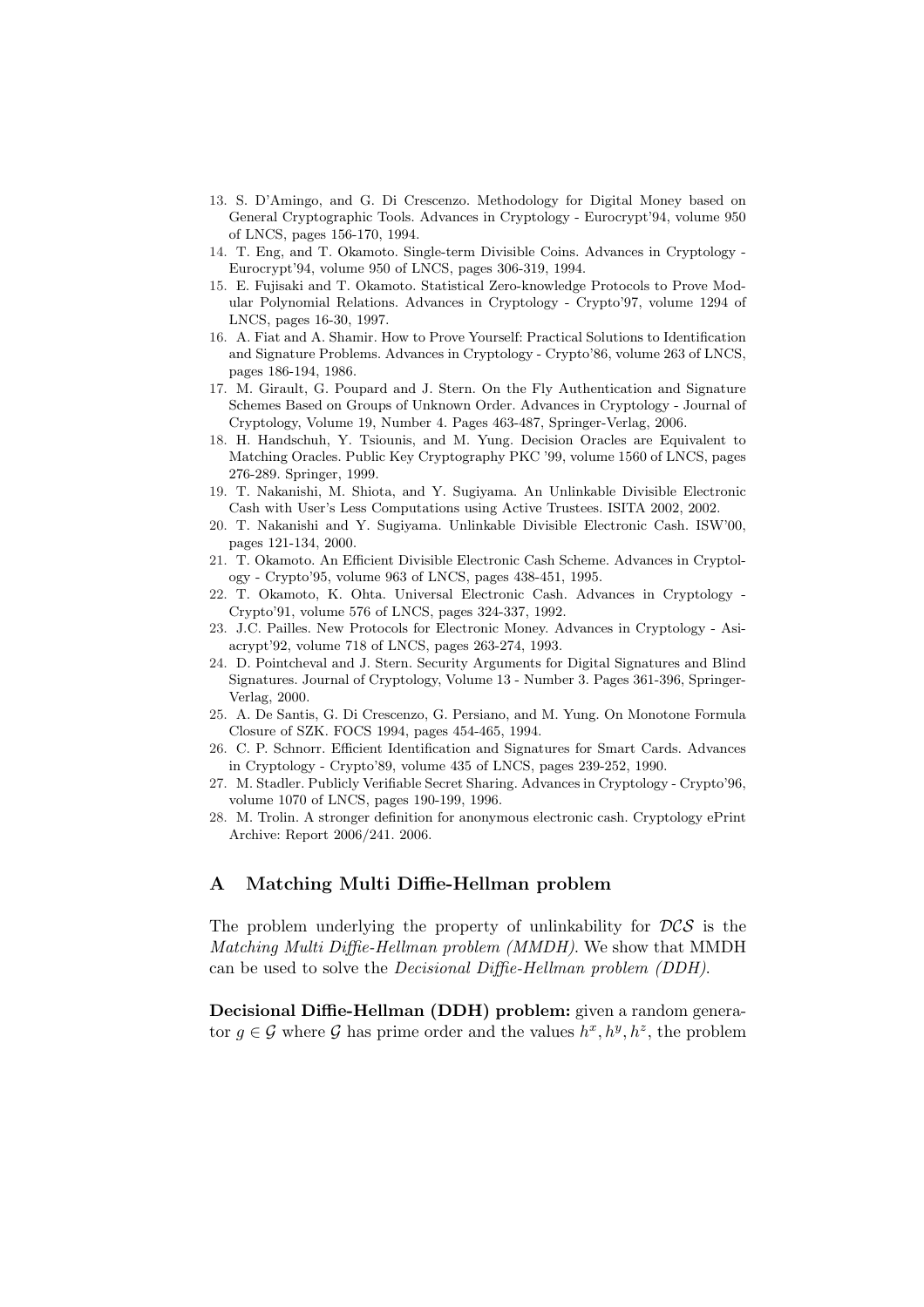13. S. D'Amingo, and G. Di Crescenzo. Methodology for Digital Money based on General Cryptographic Tools. Advances in Cryptology - Eurocrypt'94, volume 950 of LNCS, pages 156-170, 1994.
14. T. Eng, and T. Okamoto. Single-term Divisible Coins. Advances in Cryptology - Eurocrypt'94, volume 950 of LNCS, pages 306-319, 1994.
15. E. Fujisaki and T. Okamoto. Statistical Zero-knowledge Protocols to Prove Modular Polynomial Relations. Advances in Cryptology - Crypto'97, volume 1294 of LNCS, pages 16-30, 1997.
16. A. Fiat and A. Shamir. How to Prove Yourself: Practical Solutions to Identification and Signature Problems. Advances in Cryptology - Crypto'86, volume 263 of LNCS, pages 186-194, 1986.
17. M. Girault, G. Poupard and J. Stern. On the Fly Authentication and Signature Schemes Based on Groups of Unknown Order. Advances in Cryptology - Journal of Cryptology, Volume 19, Number 4. Pages 463-487, Springer-Verlag, 2006.
18. H. Handschuh, Y. Tsiounis, and M. Yung. Decision Oracles are Equivalent to Matching Oracles. Public Key Cryptography PKC '99, volume 1560 of LNCS, pages 276-289. Springer, 1999.
19. T. Nakanishi, M. Shiota, and Y. Sugiyama. An Unlinkable Divisible Electronic Cash with User's Less Computations using Active Trustees. ISITA 2002, 2002.
20. T. Nakanishi and Y. Sugiyama. Unlinkable Divisible Electronic Cash. ISW'00, pages 121-134, 2000.
21. T. Okamoto. An Efficient Divisible Electronic Cash Scheme. Advances in Cryptology - Crypto'95, volume 963 of LNCS, pages 438-451, 1995.
22. T. Okamoto, K. Ohta. Universal Electronic Cash. Advances in Cryptology - Crypto'91, volume 576 of LNCS, pages 324-337, 1992.
23. J.C. Pailles. New Protocols for Electronic Money. Advances in Cryptology - Asiacrypt'92, volume 718 of LNCS, pages 263-274, 1993.
24. D. Pointcheval and J. Stern. Security Arguments for Digital Signatures and Blind Signatures. Journal of Cryptology, Volume 13 - Number 3. Pages 361-396, Springer-Verlag, 2000.
25. A. De Santis, G. Di Crescenzo, G. Persiano, and M. Yung. On Monotone Formula Closure of SZK. FOCS 1994, pages 454-465, 1994.
26. C. P. Schnorr. Efficient Identification and Signatures for Smart Cards. Advances in Cryptology - Crypto'89, volume 435 of LNCS, pages 239-252, 1990.
27. M. Stadler. Publicly Verifiable Secret Sharing. Advances in Cryptology - Crypto'96, volume 1070 of LNCS, pages 190-199, 1996.
28. M. Trolin. A stronger definition for anonymous electronic cash. Cryptology ePrint Archive: Report 2006/241. 2006.

## A Matching Multi Diffie-Hellman problem

The problem underlying the property of unlinkability for $\mathcal{DCS}$ is the *Matching Multi Diffie-Hellman problem (MMDH)*. We show that MMDH can be used to solve the *Decisional Diffie-Hellman problem (DDH)*.

**Decisional Diffie-Hellman (DDH) problem:** given a random generator $g \in \mathcal{G}$ where $\mathcal{G}$ has prime order and the values $h^x, h^y, h^z$, the problem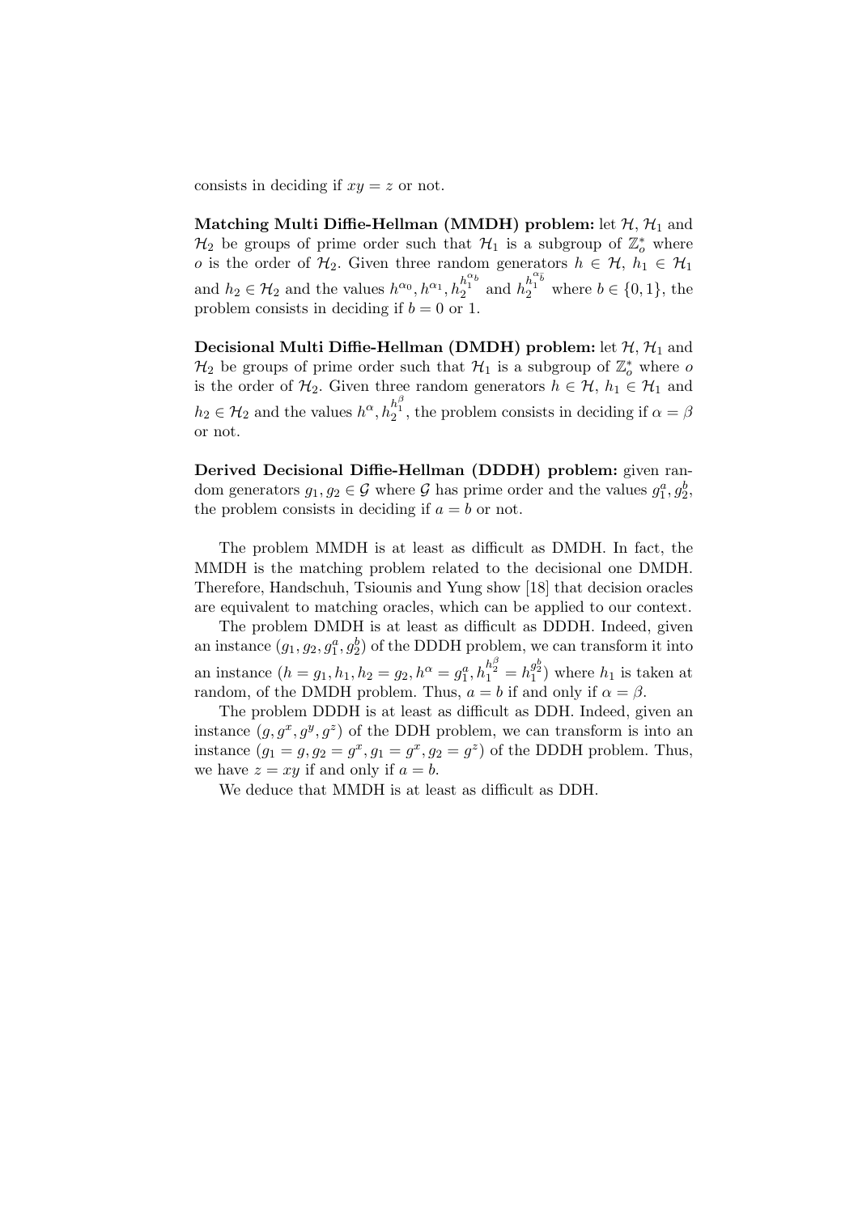consists in deciding if $xy = z$ or not.

**Matching Multi Diffie-Hellman (MMDH) problem:** let $\mathcal{H}$, $\mathcal{H}_1$ and $\mathcal{H}_2$ be groups of prime order such that $\mathcal{H}_1$ is a subgroup of $\mathbb{Z}_o^*$ where $o$ is the order of $\mathcal{H}_2$. Given three random generators $h \in \mathcal{H}$, $h_1 \in \mathcal{H}_1$ and $h_2 \in \mathcal{H}_2$ and the values $h^{\alpha_0}, h^{\alpha_1}, h_2^{h_1^{\alpha_b}}$ and $h_2^{h_1^{\alpha_{\bar{b}}}}$ where $b \in \{0, 1\}$, the problem consists in deciding if $b = 0$ or 1.

**Decisional Multi Diffie-Hellman (DMDH) problem:** let $\mathcal{H}$, $\mathcal{H}_1$ and $\mathcal{H}_2$ be groups of prime order such that $\mathcal{H}_1$ is a subgroup of $\mathbb{Z}_o^*$ where $o$ is the order of $\mathcal{H}_2$. Given three random generators $h \in \mathcal{H}$, $h_1 \in \mathcal{H}_1$ and $h_2 \in \mathcal{H}_2$ and the values $h^{\alpha}, h_2^{h_1^{\beta}}$, the problem consists in deciding if $\alpha = \beta$ or not.

**Derived Decisional Diffie-Hellman (DDDH) problem:** given random generators $g_1, g_2 \in \mathcal{G}$ where $\mathcal{G}$ has prime order and the values $g_1^a, g_2^b$, the problem consists in deciding if $a = b$ or not.

The problem MMDH is at least as difficult as DMDH. In fact, the MMDH is the matching problem related to the decisional one DMDH. Therefore, Handschuh, Tsiounis and Yung show [18] that decision oracles are equivalent to matching oracles, which can be applied to our context.

The problem DMDH is at least as difficult as DDDH. Indeed, given an instance $(g_1, g_2, g_1^a, g_2^b)$ of the DDDH problem, we can transform it into an instance $(h = g_1, h_1, h_2 = g_2, h^{\alpha} = g_1^a, h_1^{h_2^{\beta}} = h_1^{g_2^b})$ where $h_1$ is taken at random, of the DMDH problem. Thus, $a = b$ if and only if $\alpha = \beta$.

The problem DDDH is at least as difficult as DDH. Indeed, given an instance $(g, g^x, g^y, g^z)$ of the DDH problem, we can transform is into an instance $(g_1 = g, g_2 = g^x, g_1 = g^x, g_2 = g^z)$ of the DDDH problem. Thus, we have $z = xy$ if and only if $a = b$.

We deduce that MMDH is at least as difficult as DDH.